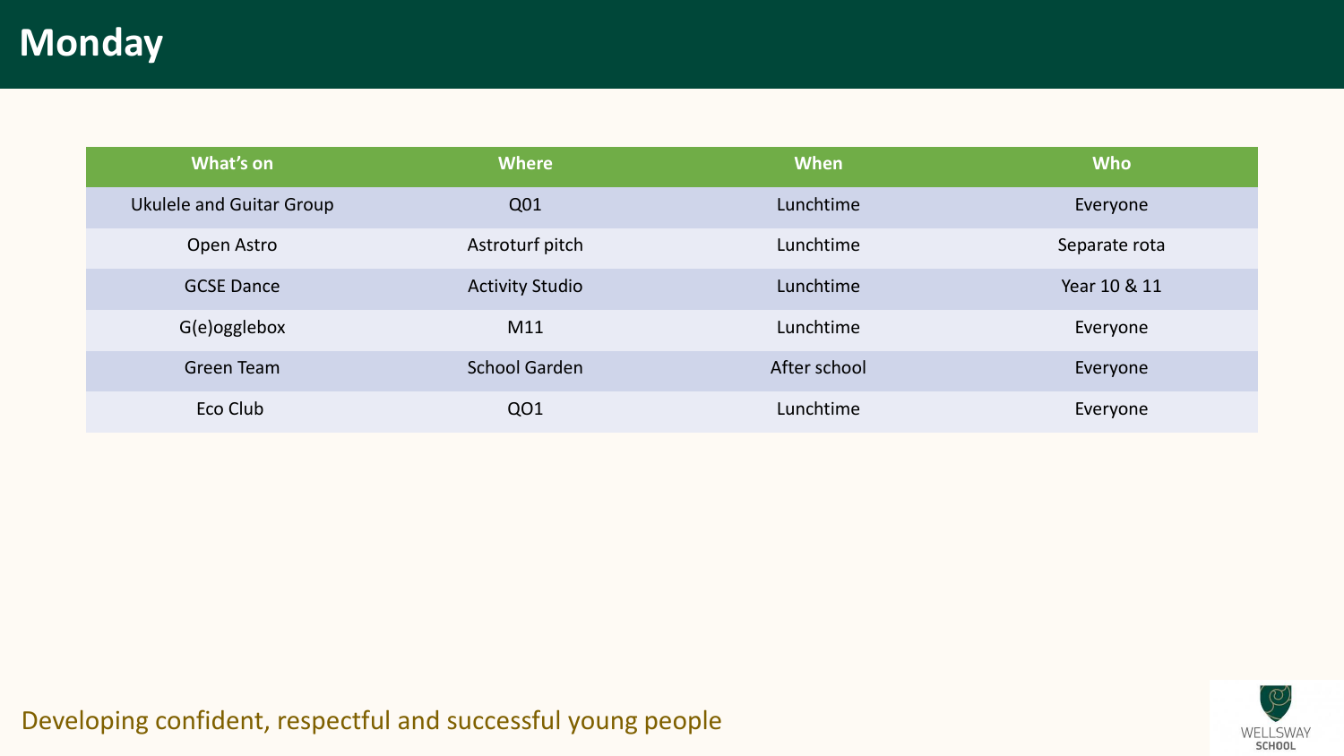# Monday

| What's on | Where | When | Who |
| --- | --- | --- | --- |
| Ukulele and Guitar Group | Q01 | Lunchtime | Everyone |
| Open Astro | Astroturf pitch | Lunchtime | Separate rota |
| GCSE Dance | Activity Studio | Lunchtime | Year 10 & 11 |
| G(e)ogglebox | M11 | Lunchtime | Everyone |
| Green Team | School Garden | After school | Everyone |
| Eco Club | QO1 | Lunchtime | Everyone |

Developing confident, respectful and successful young people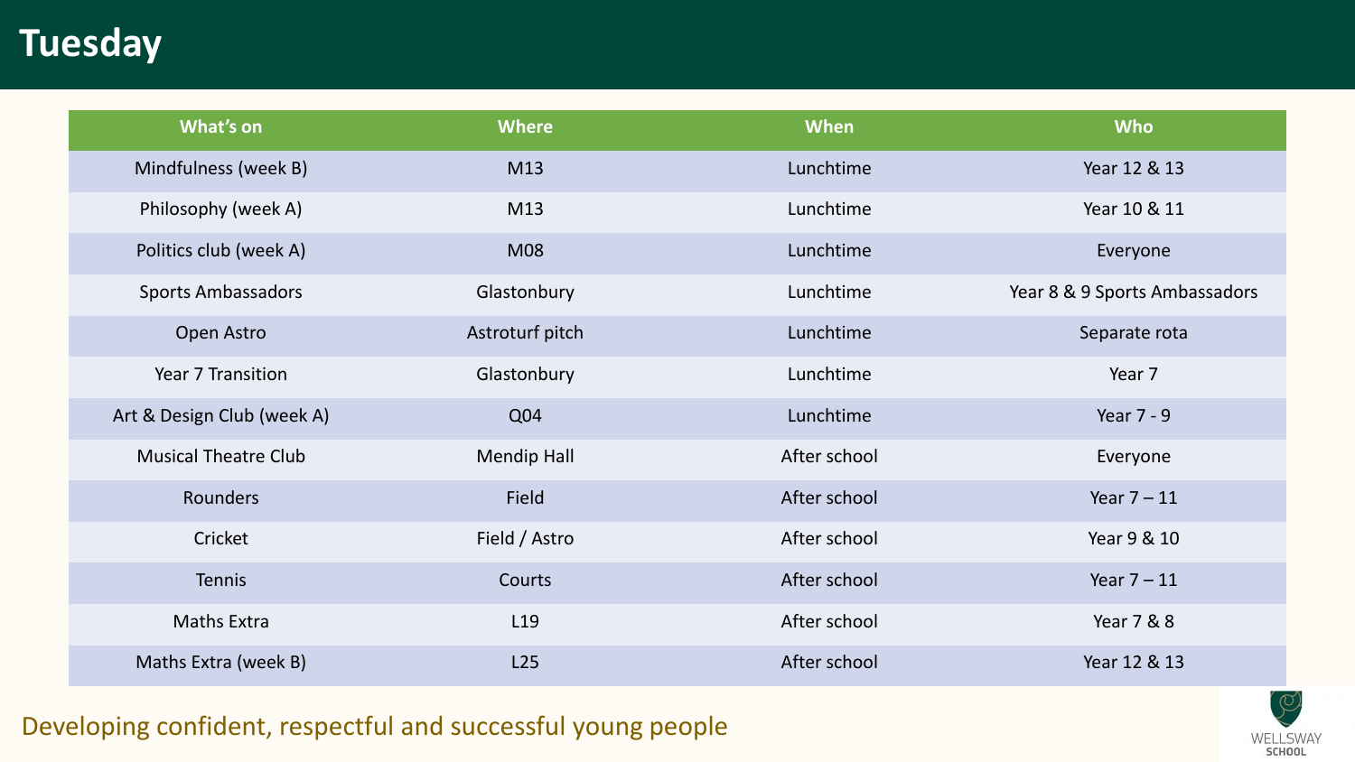# Tuesday

| What's on | Where | When | Who |
|---|---|---|---|
| Mindfulness (week B) | M13 | Lunchtime | Year 12 & 13 |
| Philosophy (week A) | M13 | Lunchtime | Year 10 & 11 |
| Politics club (week A) | M08 | Lunchtime | Everyone |
| Sports Ambassadors | Glastonbury | Lunchtime | Year 8 & 9 Sports Ambassadors |
| Open Astro | Astroturf pitch | Lunchtime | Separate rota |
| Year 7 Transition | Glastonbury | Lunchtime | Year 7 |
| Art & Design Club (week A) | Q04 | Lunchtime | Year 7 - 9 |
| Musical Theatre Club | Mendip Hall | After school | Everyone |
| Rounders | Field | After school | Year 7 – 11 |
| Cricket | Field / Astro | After school | Year 9 & 10 |
| Tennis | Courts | After school | Year 7 – 11 |
| Maths Extra | L19 | After school | Year 7 & 8 |
| Maths Extra (week B) | L25 | After school | Year 12 & 13 |

Developing confident, respectful and successful young people

WELLSWAY SCHOOL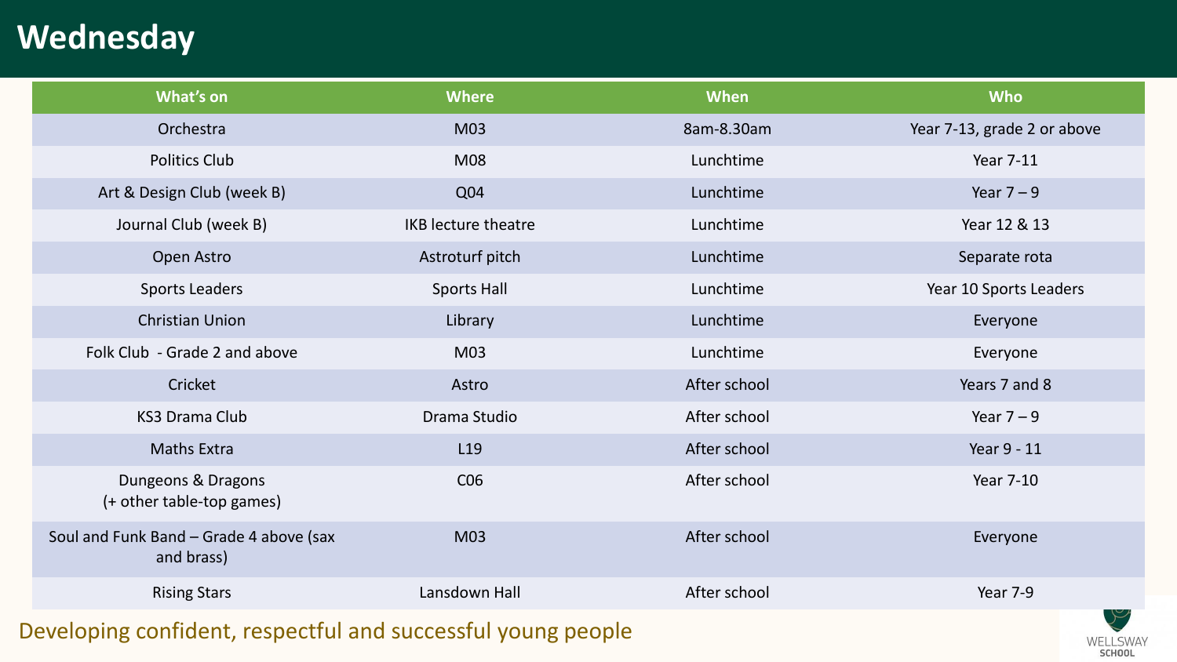# Wednesday

| What's on | Where | When | Who |
| --- | --- | --- | --- |
| Orchestra | M03 | 8am-8.30am | Year 7-13, grade 2 or above |
| Politics Club | M08 | Lunchtime | Year 7-11 |
| Art & Design Club (week B) | Q04 | Lunchtime | Year 7 – 9 |
| Journal Club (week B) | IKB lecture theatre | Lunchtime | Year 12 & 13 |
| Open Astro | Astroturf pitch | Lunchtime | Separate rota |
| Sports Leaders | Sports Hall | Lunchtime | Year 10 Sports Leaders |
| Christian Union | Library | Lunchtime | Everyone |
| Folk Club - Grade 2 and above | M03 | Lunchtime | Everyone |
| Cricket | Astro | After school | Years 7 and 8 |
| KS3 Drama Club | Drama Studio | After school | Year 7 – 9 |
| Maths Extra | L19 | After school | Year 9 - 11 |
| Dungeons & Dragons (+ other table-top games) | C06 | After school | Year 7-10 |
| Soul and Funk Band – Grade 4 above (sax and brass) | M03 | After school | Everyone |
| Rising Stars | Lansdown Hall | After school | Year 7-9 |

Developing confident, respectful and successful young people

WELLSWAY SCHOOL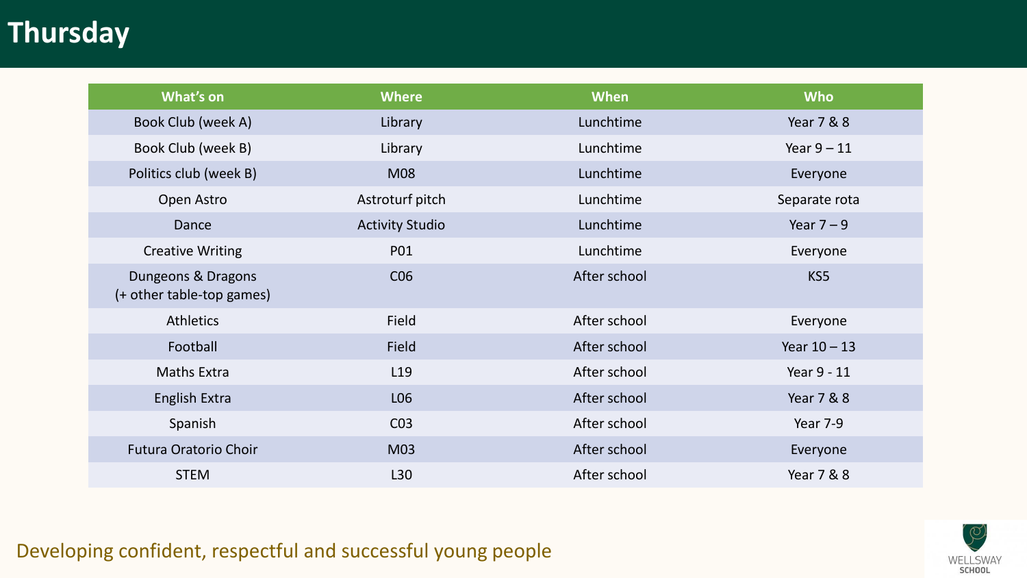# Thursday

| What's on | Where | When | Who |
| --- | --- | --- | --- |
| Book Club (week A) | Library | Lunchtime | Year 7 & 8 |
| Book Club (week B) | Library | Lunchtime | Year 9 – 11 |
| Politics club (week B) | M08 | Lunchtime | Everyone |
| Open Astro | Astroturf pitch | Lunchtime | Separate rota |
| Dance | Activity Studio | Lunchtime | Year 7 – 9 |
| Creative Writing | P01 | Lunchtime | Everyone |
| Dungeons & Dragons (+ other table-top games) | C06 | After school | KS5 |
| Athletics | Field | After school | Everyone |
| Football | Field | After school | Year 10 – 13 |
| Maths Extra | L19 | After school | Year 9 - 11 |
| English Extra | L06 | After school | Year 7 & 8 |
| Spanish | C03 | After school | Year 7-9 |
| Futura Oratorio Choir | M03 | After school | Everyone |
| STEM | L30 | After school | Year 7 & 8 |

Developing confident, respectful and successful young people

WELLSWAY SCHOOL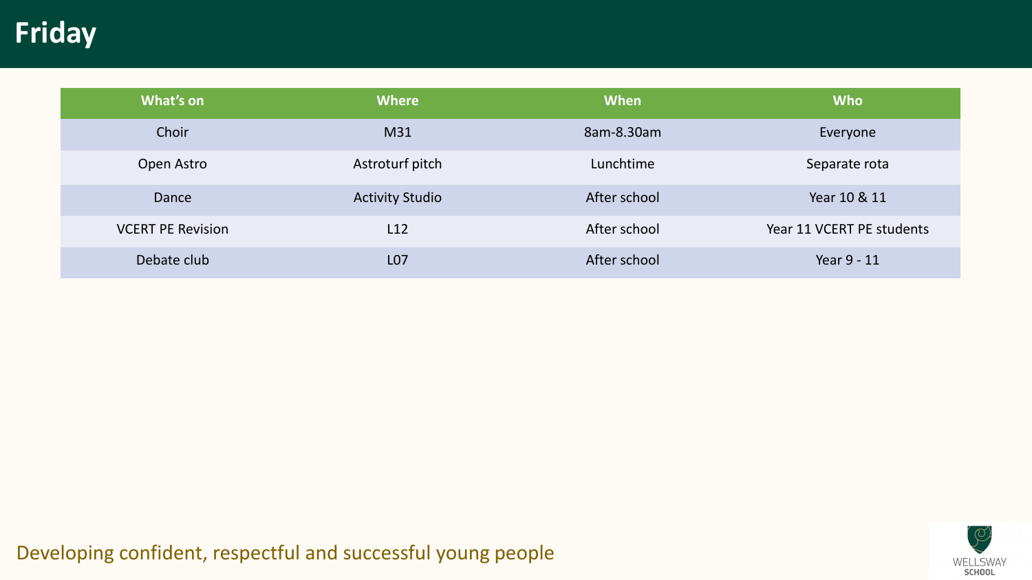# Friday

| What's on | Where | When | Who |
|---|---|---|---|
| Choir | M31 | 8am-8.30am | Everyone |
| Open Astro | Astroturf pitch | Lunchtime | Separate rota |
| Dance | Activity Studio | After school | Year 10 & 11 |
| VCERT PE Revision | L12 | After school | Year 11 VCERT PE students |
| Debate club | L07 | After school | Year 9 - 11 |

Developing confident, respectful and successful young people

WELLSWAY SCHOOL